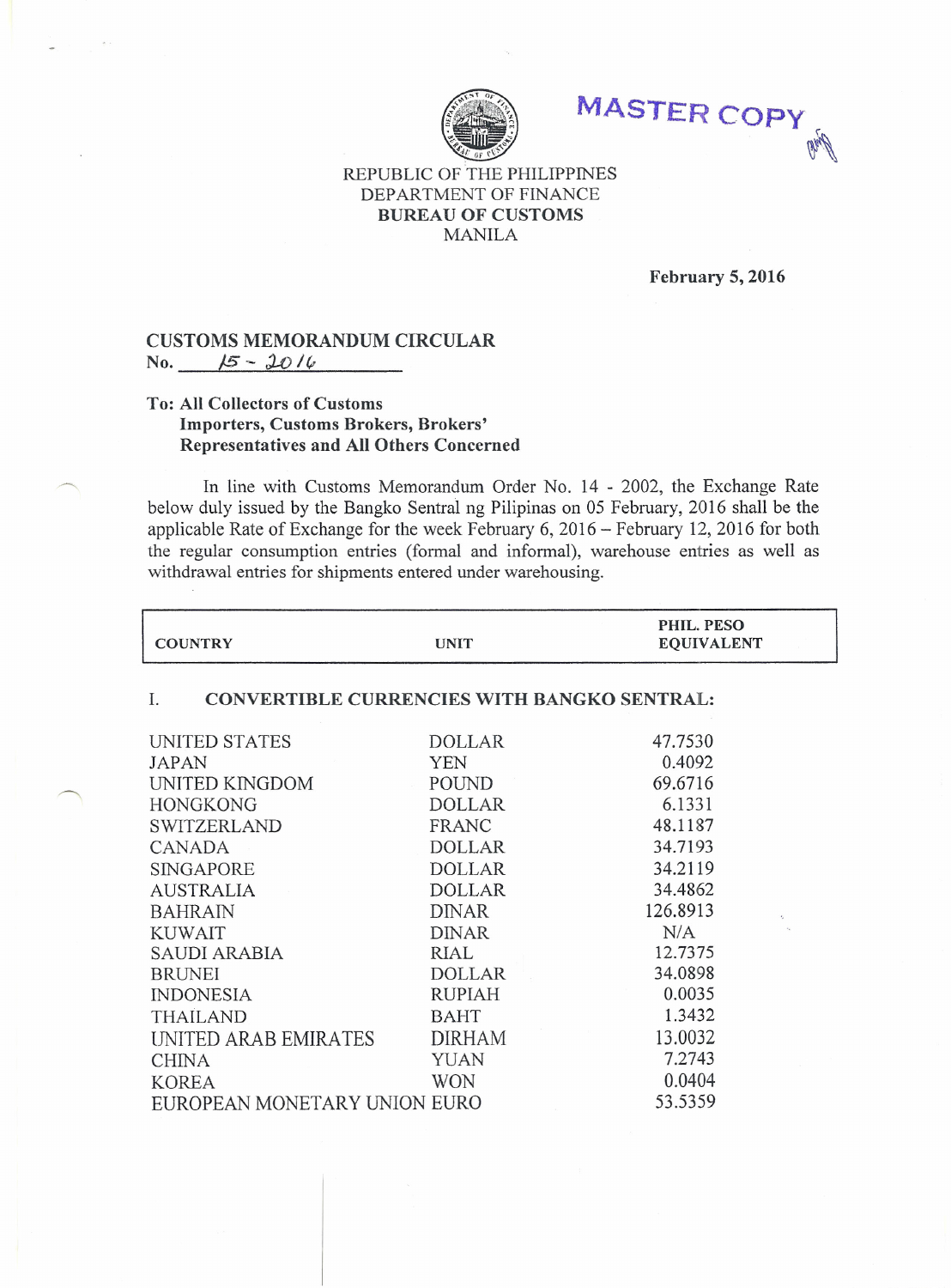MASTER COPY

REPUBLIC OF THE PHILIPPINES
DEPARTMENT OF FINANCE
**BUREAU OF CUSTOMS**
MANILA

**February 5, 2016**

## CUSTOMS MEMORANDUM CIRCULAR
No. 15 - 2016

**To: All Collectors of Customs**
**Importers, Customs Brokers, Brokers' Representatives and All Others Concerned**

In line with Customs Memorandum Order No. 14 - 2002, the Exchange Rate below duly issued by the Bangko Sentral ng Pilipinas on 05 February, 2016 shall be the applicable Rate of Exchange for the week February 6, 2016 – February 12, 2016 for both the regular consumption entries (formal and informal), warehouse entries as well as withdrawal entries for shipments entered under warehousing.

| COUNTRY | UNIT | PHIL. PESO EQUIVALENT |
|---|---|---|
| **I. CONVERTIBLE CURRENCIES WITH BANGKO SENTRAL:** | | |
| UNITED STATES | DOLLAR | 47.7530 |
| JAPAN | YEN | 0.4092 |
| UNITED KINGDOM | POUND | 69.6716 |
| HONGKONG | DOLLAR | 6.1331 |
| SWITZERLAND | FRANC | 48.1187 |
| CANADA | DOLLAR | 34.7193 |
| SINGAPORE | DOLLAR | 34.2119 |
| AUSTRALIA | DOLLAR | 34.4862 |
| BAHRAIN | DINAR | 126.8913 |
| KUWAIT | DINAR | N/A |
| SAUDI ARABIA | RIAL | 12.7375 |
| BRUNEI | DOLLAR | 34.0898 |
| INDONESIA | RUPIAH | 0.0035 |
| THAILAND | BAHT | 1.3432 |
| UNITED ARAB EMIRATES | DIRHAM | 13.0032 |
| CHINA | YUAN | 7.2743 |
| KOREA | WON | 0.0404 |
| EUROPEAN MONETARY UNION | EURO | 53.5359 |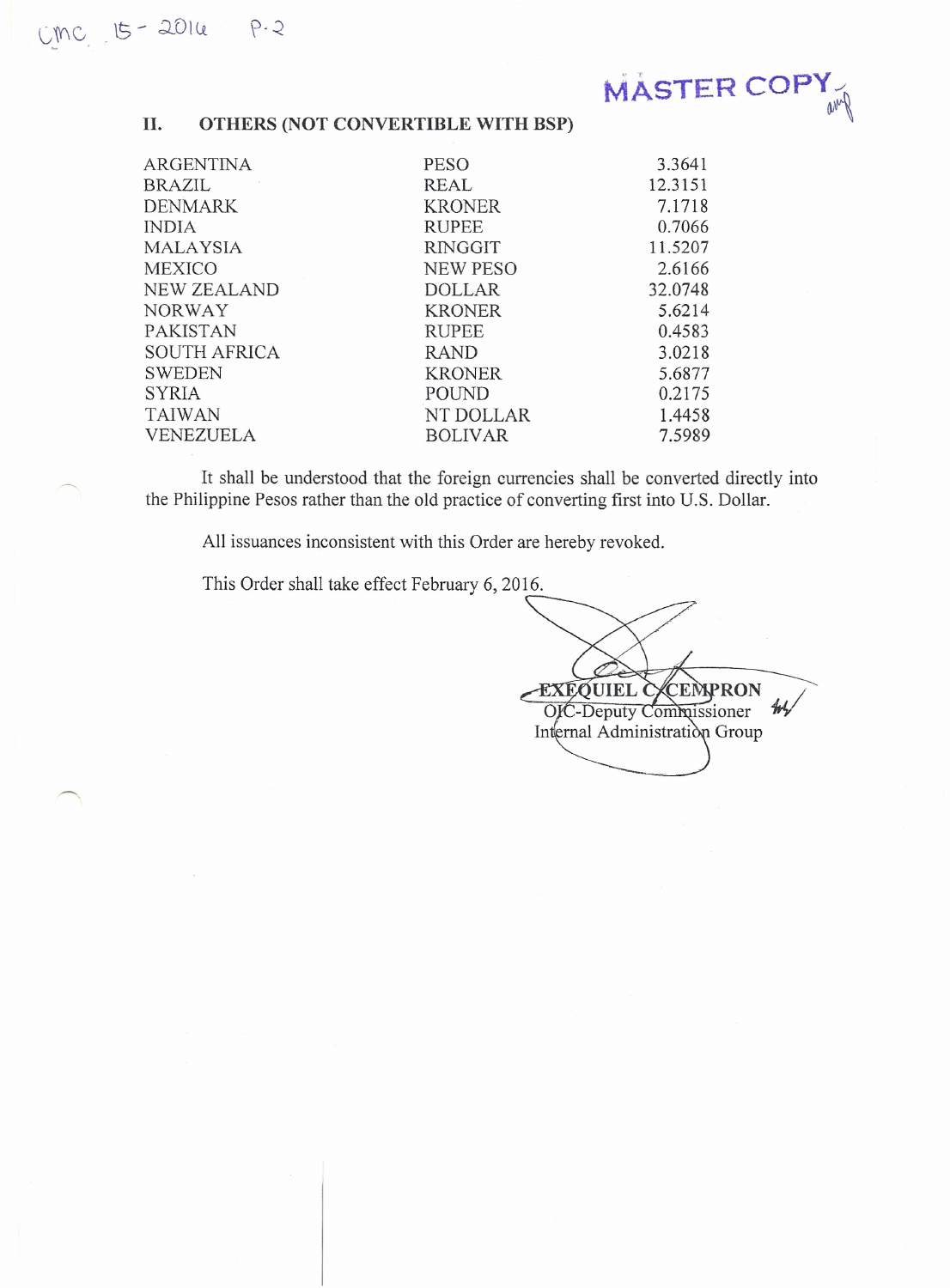## II. OTHERS (NOT CONVERTIBLE WITH BSP)

| | | |
|---|---|---|
| ARGENTINA | PESO | 3.3641 |
| BRAZIL | REAL | 12.3151 |
| DENMARK | KRONER | 7.1718 |
| INDIA | RUPEE | 0.7066 |
| MALAYSIA | RINGGIT | 11.5207 |
| MEXICO | NEW PESO | 2.6166 |
| NEW ZEALAND | DOLLAR | 32.0748 |
| NORWAY | KRONER | 5.6214 |
| PAKISTAN | RUPEE | 0.4583 |
| SOUTH AFRICA | RAND | 3.0218 |
| SWEDEN | KRONER | 5.6877 |
| SYRIA | POUND | 0.2175 |
| TAIWAN | NT DOLLAR | 1.4458 |
| VENEZUELA | BOLIVAR | 7.5989 |

It shall be understood that the foreign currencies shall be converted directly into the Philippine Pesos rather than the old practice of converting first into U.S. Dollar.

All issuances inconsistent with this Order are hereby revoked.

This Order shall take effect February 6, 2016.

**EXEQUIEL C. CEMPRON**
OIC-Deputy Commissioner
Internal Administration Group